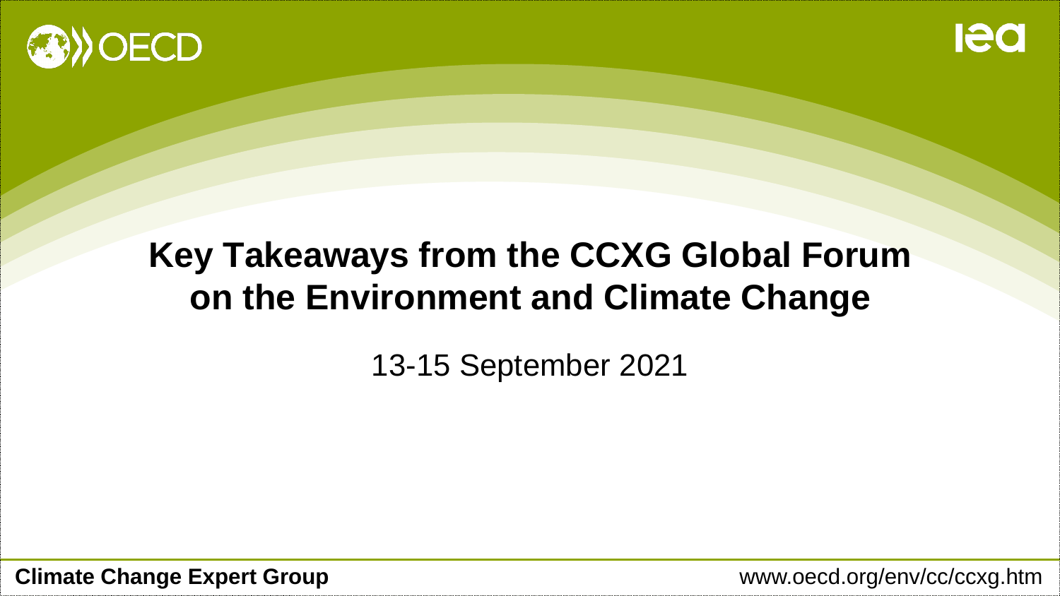# Key Takeaways from the CCXG Global Forum on the Environment and Climate Change

13-15 September 2021

**Climate Change Expert Group**

www.oecd.org/env/cc/ccxg.htm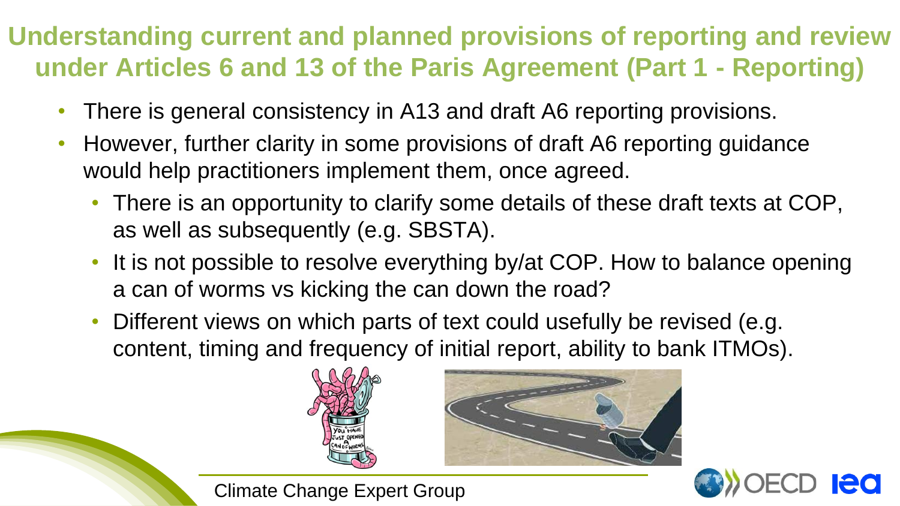# Understanding current and planned provisions of reporting and review under Articles 6 and 13 of the Paris Agreement (Part 1 - Reporting)

- There is general consistency in A13 and draft A6 reporting provisions.
- However, further clarity in some provisions of draft A6 reporting guidance would help practitioners implement them, once agreed.
  - There is an opportunity to clarify some details of these draft texts at COP, as well as subsequently (e.g. SBSTA).
  - It is not possible to resolve everything by/at COP. How to balance opening a can of worms vs kicking the can down the road?
  - Different views on which parts of text could usefully be revised (e.g. content, timing and frequency of initial report, ability to bank ITMOs).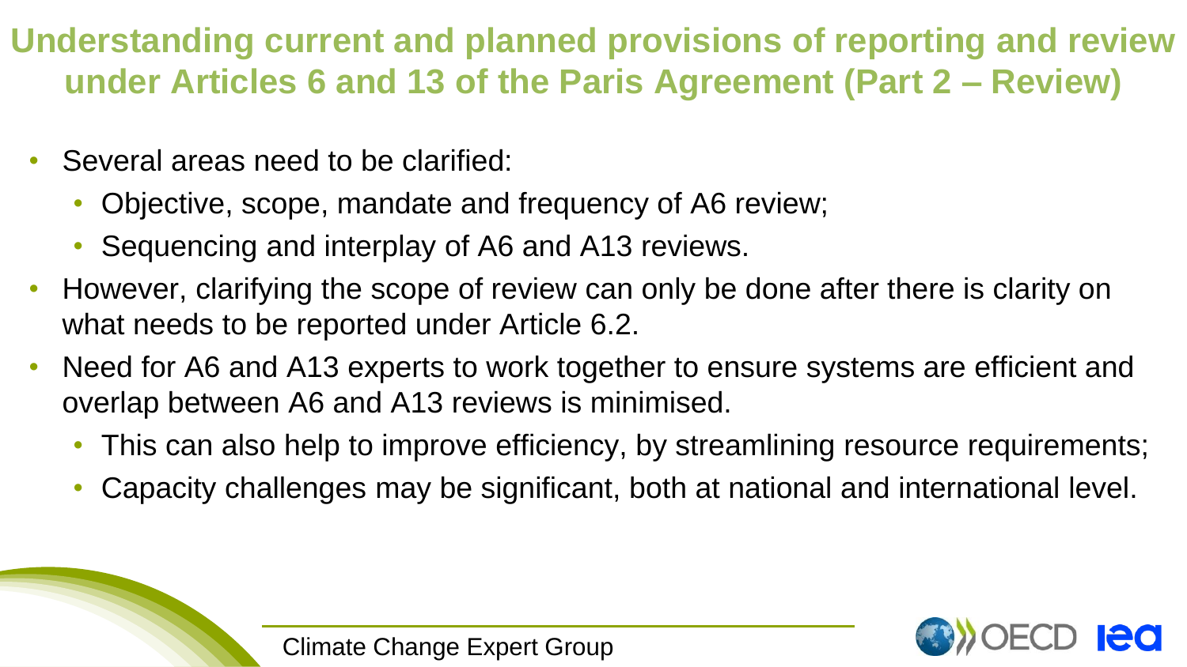# Understanding current and planned provisions of reporting and review under Articles 6 and 13 of the Paris Agreement (Part 2 – Review)

- Several areas need to be clarified:
  - Objective, scope, mandate and frequency of A6 review;
  - Sequencing and interplay of A6 and A13 reviews.
- However, clarifying the scope of review can only be done after there is clarity on what needs to be reported under Article 6.2.
- Need for A6 and A13 experts to work together to ensure systems are efficient and overlap between A6 and A13 reviews is minimised.
  - This can also help to improve efficiency, by streamlining resource requirements;
  - Capacity challenges may be significant, both at national and international level.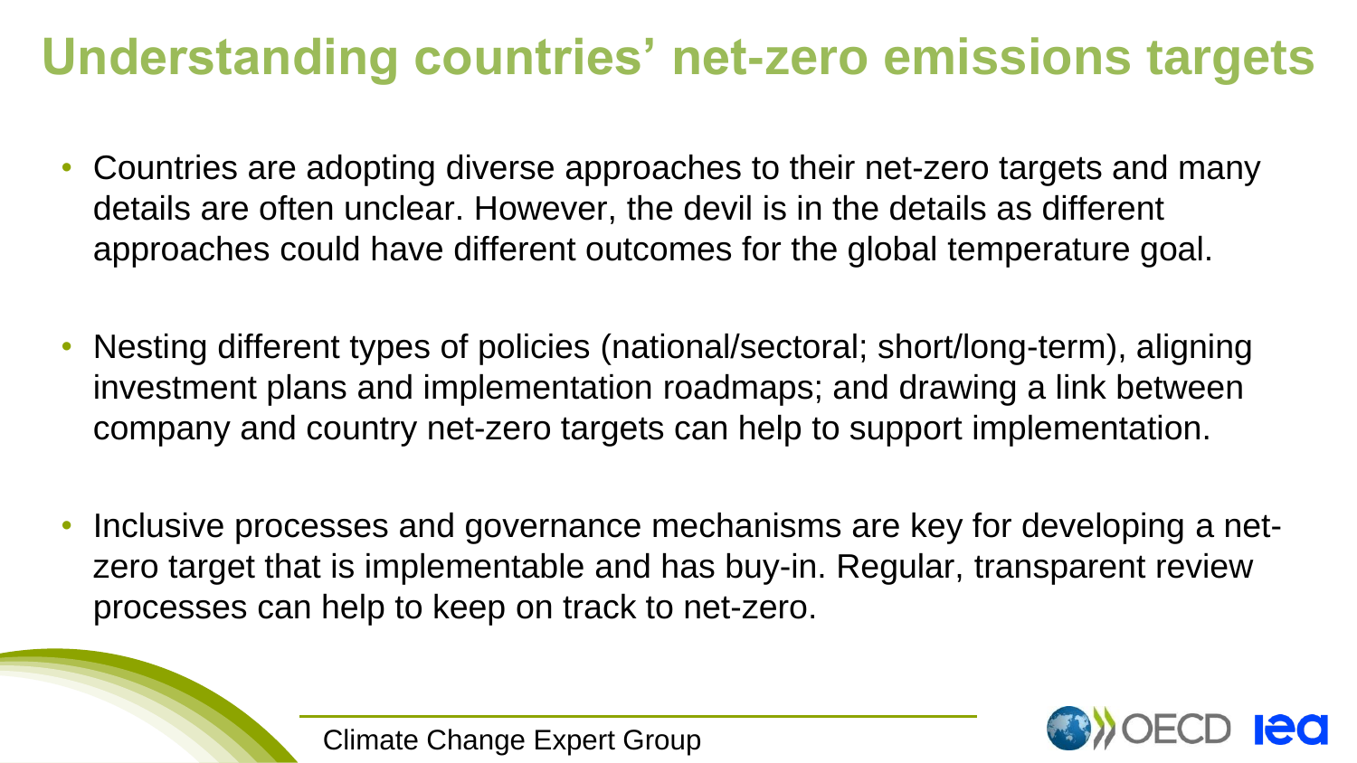# Understanding countries' net-zero emissions targets

- Countries are adopting diverse approaches to their net-zero targets and many details are often unclear. However, the devil is in the details as different approaches could have different outcomes for the global temperature goal.

- Nesting different types of policies (national/sectoral; short/long-term), aligning investment plans and implementation roadmaps; and drawing a link between company and country net-zero targets can help to support implementation.

- Inclusive processes and governance mechanisms are key for developing a net-zero target that is implementable and has buy-in. Regular, transparent review processes can help to keep on track to net-zero.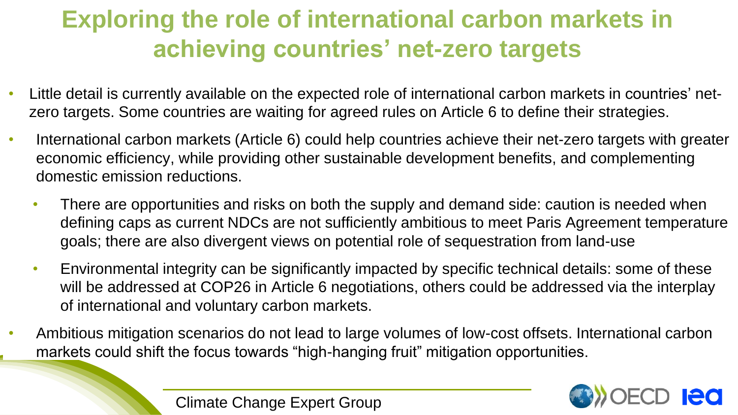# Exploring the role of international carbon markets in achieving countries' net-zero targets

- Little detail is currently available on the expected role of international carbon markets in countries' net-zero targets. Some countries are waiting for agreed rules on Article 6 to define their strategies.
- International carbon markets (Article 6) could help countries achieve their net-zero targets with greater economic efficiency, while providing other sustainable development benefits, and complementing domestic emission reductions.
  - There are opportunities and risks on both the supply and demand side: caution is needed when defining caps as current NDCs are not sufficiently ambitious to meet Paris Agreement temperature goals; there are also divergent views on potential role of sequestration from land-use
  - Environmental integrity can be significantly impacted by specific technical details: some of these will be addressed at COP26 in Article 6 negotiations, others could be addressed via the interplay of international and voluntary carbon markets.
- Ambitious mitigation scenarios do not lead to large volumes of low-cost offsets. International carbon markets could shift the focus towards "high-hanging fruit" mitigation opportunities.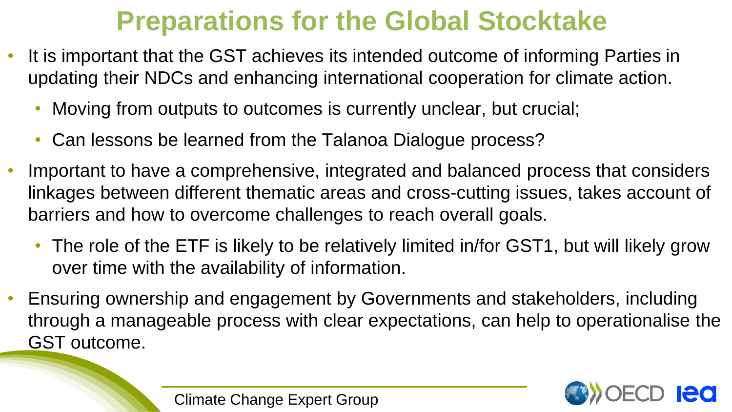# Preparations for the Global Stocktake

- It is important that the GST achieves its intended outcome of informing Parties in updating their NDCs and enhancing international cooperation for climate action.
  - Moving from outputs to outcomes is currently unclear, but crucial;
  - Can lessons be learned from the Talanoa Dialogue process?
- Important to have a comprehensive, integrated and balanced process that considers linkages between different thematic areas and cross-cutting issues, takes account of barriers and how to overcome challenges to reach overall goals.
  - The role of the ETF is likely to be relatively limited in/for GST1, but will likely grow over time with the availability of information.
- Ensuring ownership and engagement by Governments and stakeholders, including through a manageable process with clear expectations, can help to operationalise the GST outcome.